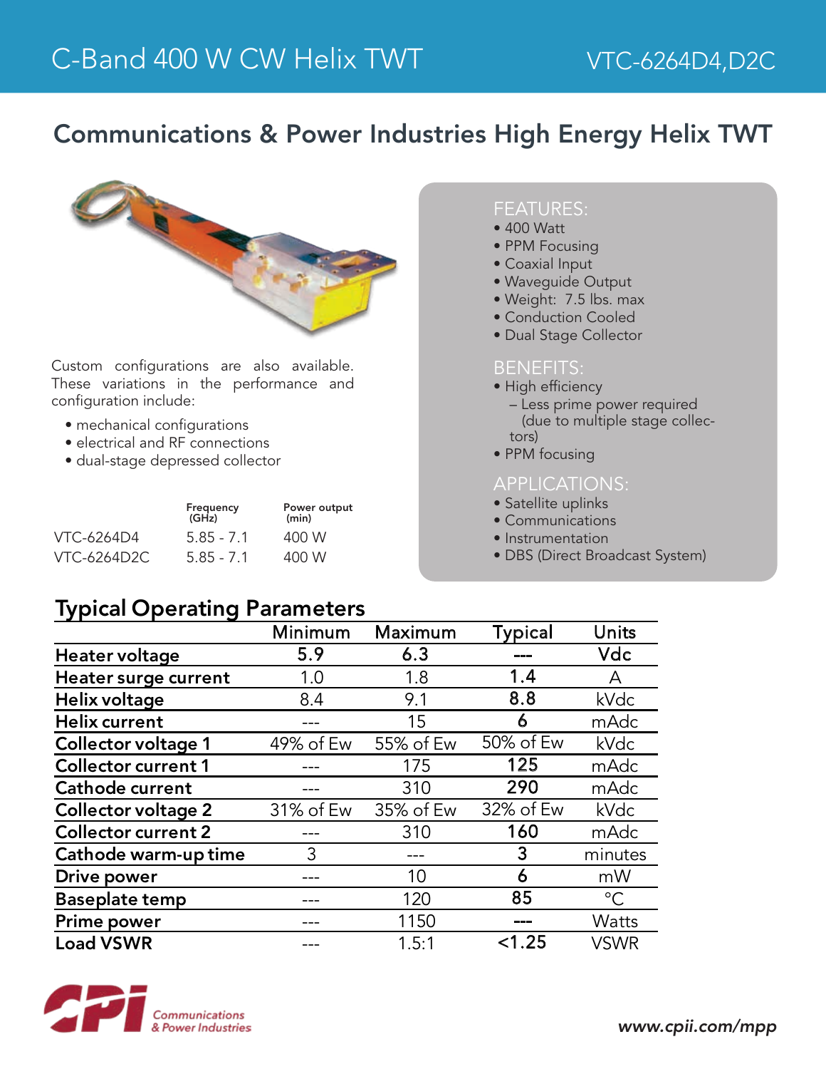# C-Band 400 W CW Helix TWT

VTC-6264D4,D2C

## Communications & Power Industries High Energy Helix TWT

Custom configurations are also available. These variations in the performance and configuration include:

- mechanical configurations
- electrical and RF connections
- dual-stage depressed collector

| | Frequency (GHz) | Power output (min) |
|---|---|---|
| VTC-6264D4 | 5.85 - 7.1 | 400 W |
| VTC-6264D2C | 5.85 - 7.1 | 400 W |

### FEATURES:

- 400 Watt
- PPM Focusing
- Coaxial Input
- Waveguide Output
- Weight: 7.5 lbs. max
- Conduction Cooled
- Dual Stage Collector

### BENEFITS:

- High efficiency
  - Less prime power required (due to multiple stage collectors)
- PPM focusing

### APPLICATIONS:

- Satellite uplinks
- Communications
- Instrumentation
- DBS (Direct Broadcast System)

## Typical Operating Parameters

| | Minimum | Maximum | Typical | Units |
|---|---|---|---|---|
| **Heater voltage** | 5.9 | 6.3 | --- | Vdc |
| **Heater surge current** | 1.0 | 1.8 | 1.4 | A |
| **Helix voltage** | 8.4 | 9.1 | 8.8 | kVdc |
| **Helix current** | --- | 15 | 6 | mAdc |
| **Collector voltage 1** | 49% of Ew | 55% of Ew | 50% of Ew | kVdc |
| **Collector current 1** | --- | 175 | 125 | mAdc |
| **Cathode current** | --- | 310 | 290 | mAdc |
| **Collector voltage 2** | 31% of Ew | 35% of Ew | 32% of Ew | kVdc |
| **Collector current 2** | --- | 310 | 160 | mAdc |
| **Cathode warm-up time** | 3 | --- | 3 | minutes |
| **Drive power** | --- | 10 | 6 | mW |
| **Baseplate temp** | --- | 120 | 85 | °C |
| **Prime power** | --- | 1150 | --- | Watts |
| **Load VSWR** | --- | 1.5:1 | <1.25 | VSWR |

Communications & Power Industries

*www.cpii.com/mpp*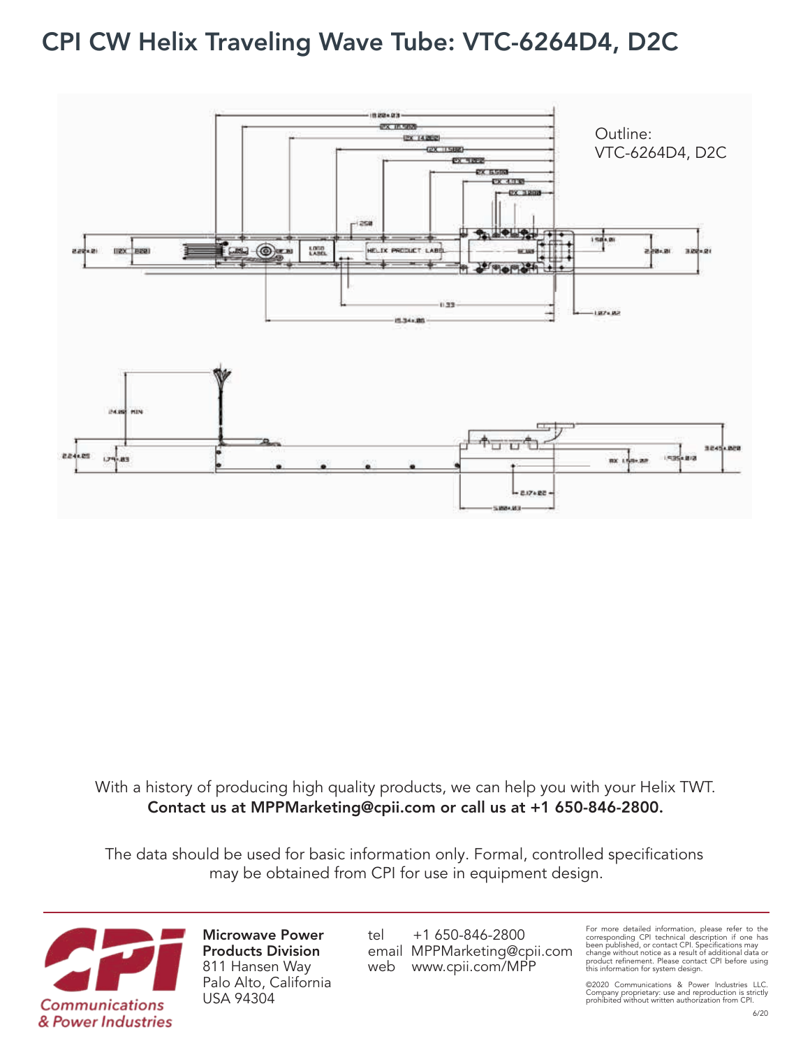# CPI CW Helix Traveling Wave Tube: VTC-6264D4, D2C

Outline:
VTC-6264D4, D2C

With a history of producing high quality products, we can help you with your Helix TWT.
**Contact us at MPPMarketing@cpii.com or call us at +1 650-846-2800.**

The data should be used for basic information only. Formal, controlled specifications may be obtained from CPI for use in equipment design.

**Microwave Power Products Division**
811 Hansen Way
Palo Alto, California
USA 94304

tel +1 650-846-2800
email MPPMarketing@cpii.com
web www.cpii.com/MPP

For more detailed information, please refer to the corresponding CPI technical description if one has been published, or contact CPI. Specifications may change without notice as a result of additional data or product refinement. Please contact CPI before using this information for system design.

©2020 Communications & Power Industries LLC. Company proprietary: use and reproduction is strictly prohibited without written authorization from CPI.

6/20